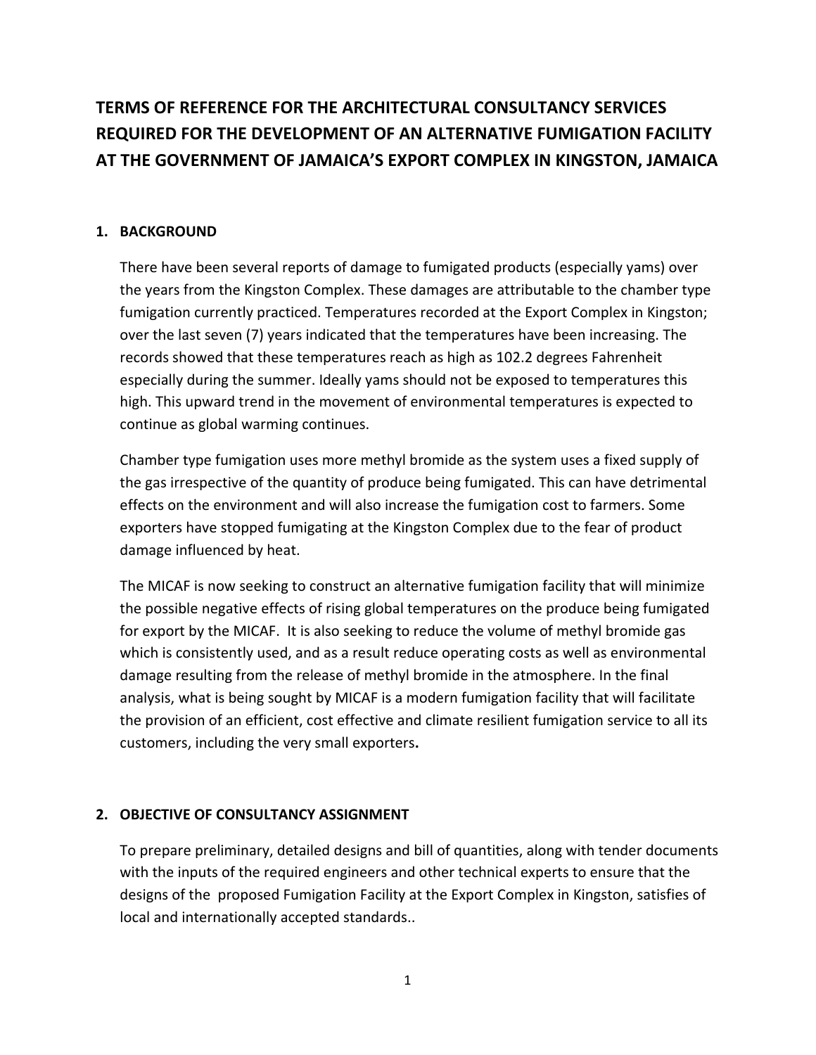# TERMS OF REFERENCE FOR THE ARCHITECTURAL CONSULTANCY SERVICES REQUIRED FOR THE DEVELOPMENT OF AN ALTERNATIVE FUMIGATION FACILITY AT THE GOVERNMENT OF JAMAICA'S EXPORT COMPLEX IN KINGSTON, JAMAICA

## 1. BACKGROUND

There have been several reports of damage to fumigated products (especially yams) over the years from the Kingston Complex. These damages are attributable to the chamber type fumigation currently practiced. Temperatures recorded at the Export Complex in Kingston; over the last seven (7) years indicated that the temperatures have been increasing. The records showed that these temperatures reach as high as 102.2 degrees Fahrenheit especially during the summer. Ideally yams should not be exposed to temperatures this high. This upward trend in the movement of environmental temperatures is expected to continue as global warming continues.

Chamber type fumigation uses more methyl bromide as the system uses a fixed supply of the gas irrespective of the quantity of produce being fumigated. This can have detrimental effects on the environment and will also increase the fumigation cost to farmers. Some exporters have stopped fumigating at the Kingston Complex due to the fear of product damage influenced by heat.

The MICAF is now seeking to construct an alternative fumigation facility that will minimize the possible negative effects of rising global temperatures on the produce being fumigated for export by the MICAF. It is also seeking to reduce the volume of methyl bromide gas which is consistently used, and as a result reduce operating costs as well as environmental damage resulting from the release of methyl bromide in the atmosphere. In the final analysis, what is being sought by MICAF is a modern fumigation facility that will facilitate the provision of an efficient, cost effective and climate resilient fumigation service to all its customers, including the very small exporters**.**

## 2. OBJECTIVE OF CONSULTANCY ASSIGNMENT

To prepare preliminary, detailed designs and bill of quantities, along with tender documents with the inputs of the required engineers and other technical experts to ensure that the designs of the proposed Fumigation Facility at the Export Complex in Kingston, satisfies of local and internationally accepted standards..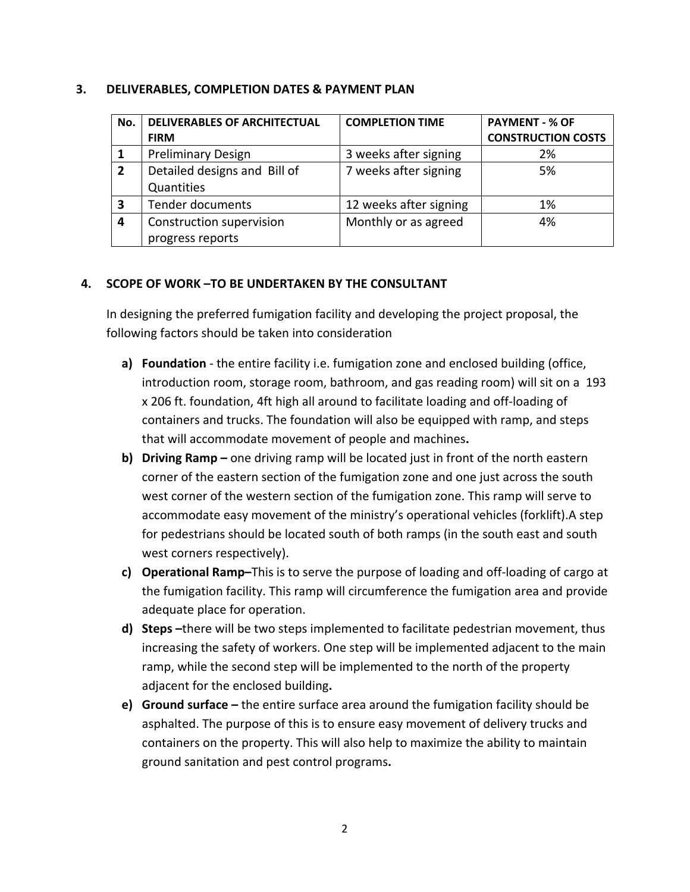## 3. DELIVERABLES, COMPLETION DATES & PAYMENT PLAN

| No. | DELIVERABLES OF ARCHITECTUAL FIRM | COMPLETION TIME | PAYMENT - % OF CONSTRUCTION COSTS |
|---|---|---|---|
| 1 | Preliminary Design | 3 weeks after signing | 2% |
| 2 | Detailed designs and Bill of Quantities | 7 weeks after signing | 5% |
| 3 | Tender documents | 12 weeks after signing | 1% |
| 4 | Construction supervision progress reports | Monthly or as agreed | 4% |

## 4. SCOPE OF WORK –TO BE UNDERTAKEN BY THE CONSULTANT

In designing the preferred fumigation facility and developing the project proposal, the following factors should be taken into consideration

a) **Foundation** - the entire facility i.e. fumigation zone and enclosed building (office, introduction room, storage room, bathroom, and gas reading room) will sit on a 193 x 206 ft. foundation, 4ft high all around to facilitate loading and off-loading of containers and trucks. The foundation will also be equipped with ramp, and steps that will accommodate movement of people and machines**.**

b) **Driving Ramp –** one driving ramp will be located just in front of the north eastern corner of the eastern section of the fumigation zone and one just across the south west corner of the western section of the fumigation zone. This ramp will serve to accommodate easy movement of the ministry's operational vehicles (forklift).A step for pedestrians should be located south of both ramps (in the south east and south west corners respectively).

c) **Operational Ramp–**This is to serve the purpose of loading and off-loading of cargo at the fumigation facility. This ramp will circumference the fumigation area and provide adequate place for operation.

d) **Steps –**there will be two steps implemented to facilitate pedestrian movement, thus increasing the safety of workers. One step will be implemented adjacent to the main ramp, while the second step will be implemented to the north of the property adjacent for the enclosed building**.**

e) **Ground surface –** the entire surface area around the fumigation facility should be asphalted. The purpose of this is to ensure easy movement of delivery trucks and containers on the property. This will also help to maximize the ability to maintain ground sanitation and pest control programs**.**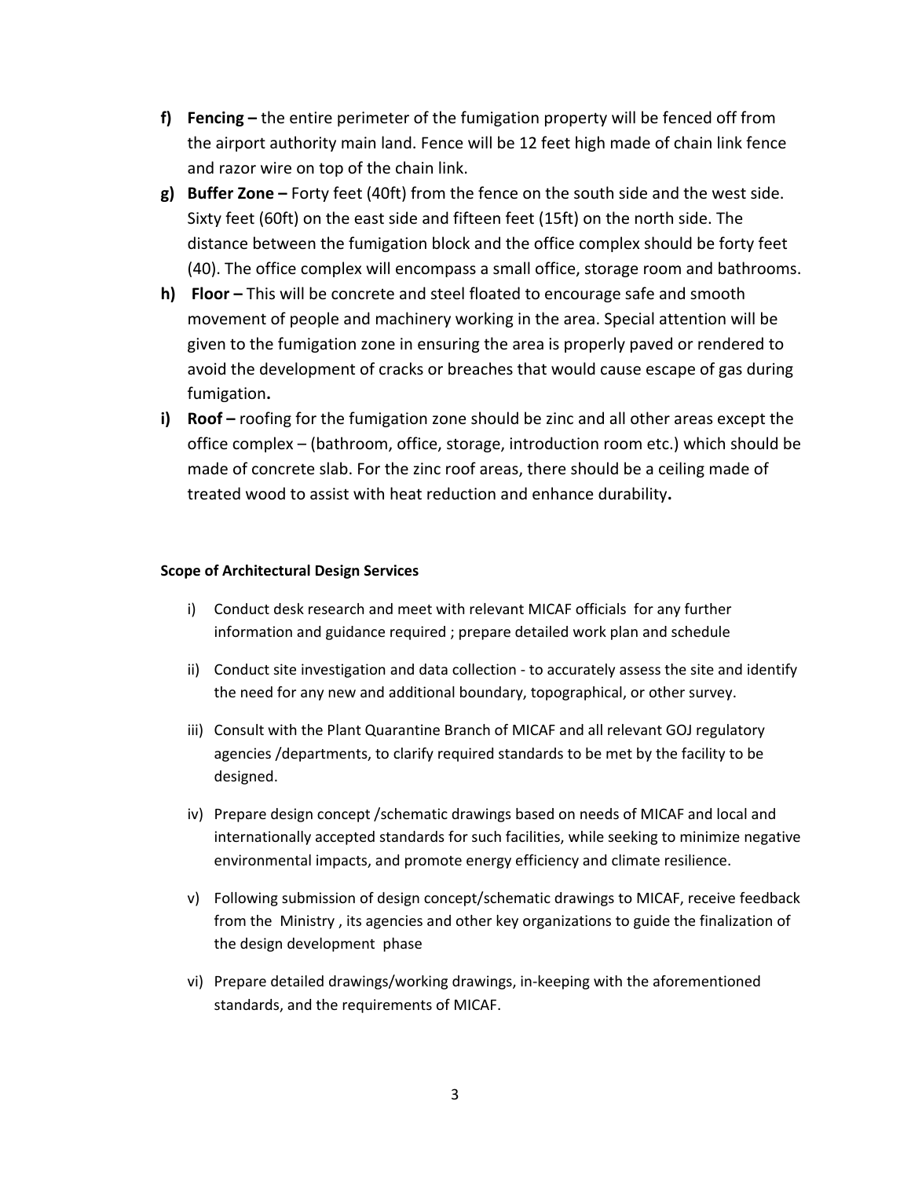- **f) Fencing –** the entire perimeter of the fumigation property will be fenced off from the airport authority main land. Fence will be 12 feet high made of chain link fence and razor wire on top of the chain link.
- **g) Buffer Zone –** Forty feet (40ft) from the fence on the south side and the west side. Sixty feet (60ft) on the east side and fifteen feet (15ft) on the north side. The distance between the fumigation block and the office complex should be forty feet (40). The office complex will encompass a small office, storage room and bathrooms.
- **h) Floor –** This will be concrete and steel floated to encourage safe and smooth movement of people and machinery working in the area. Special attention will be given to the fumigation zone in ensuring the area is properly paved or rendered to avoid the development of cracks or breaches that would cause escape of gas during fumigation**.**
- **i) Roof –** roofing for the fumigation zone should be zinc and all other areas except the office complex – (bathroom, office, storage, introduction room etc.) which should be made of concrete slab. For the zinc roof areas, there should be a ceiling made of treated wood to assist with heat reduction and enhance durability**.**

**Scope of Architectural Design Services**

- i) Conduct desk research and meet with relevant MICAF officials for any further information and guidance required ; prepare detailed work plan and schedule
- ii) Conduct site investigation and data collection - to accurately assess the site and identify the need for any new and additional boundary, topographical, or other survey.
- iii) Consult with the Plant Quarantine Branch of MICAF and all relevant GOJ regulatory agencies /departments, to clarify required standards to be met by the facility to be designed.
- iv) Prepare design concept /schematic drawings based on needs of MICAF and local and internationally accepted standards for such facilities, while seeking to minimize negative environmental impacts, and promote energy efficiency and climate resilience.
- v) Following submission of design concept/schematic drawings to MICAF, receive feedback from the Ministry , its agencies and other key organizations to guide the finalization of the design development phase
- vi) Prepare detailed drawings/working drawings, in-keeping with the aforementioned standards, and the requirements of MICAF.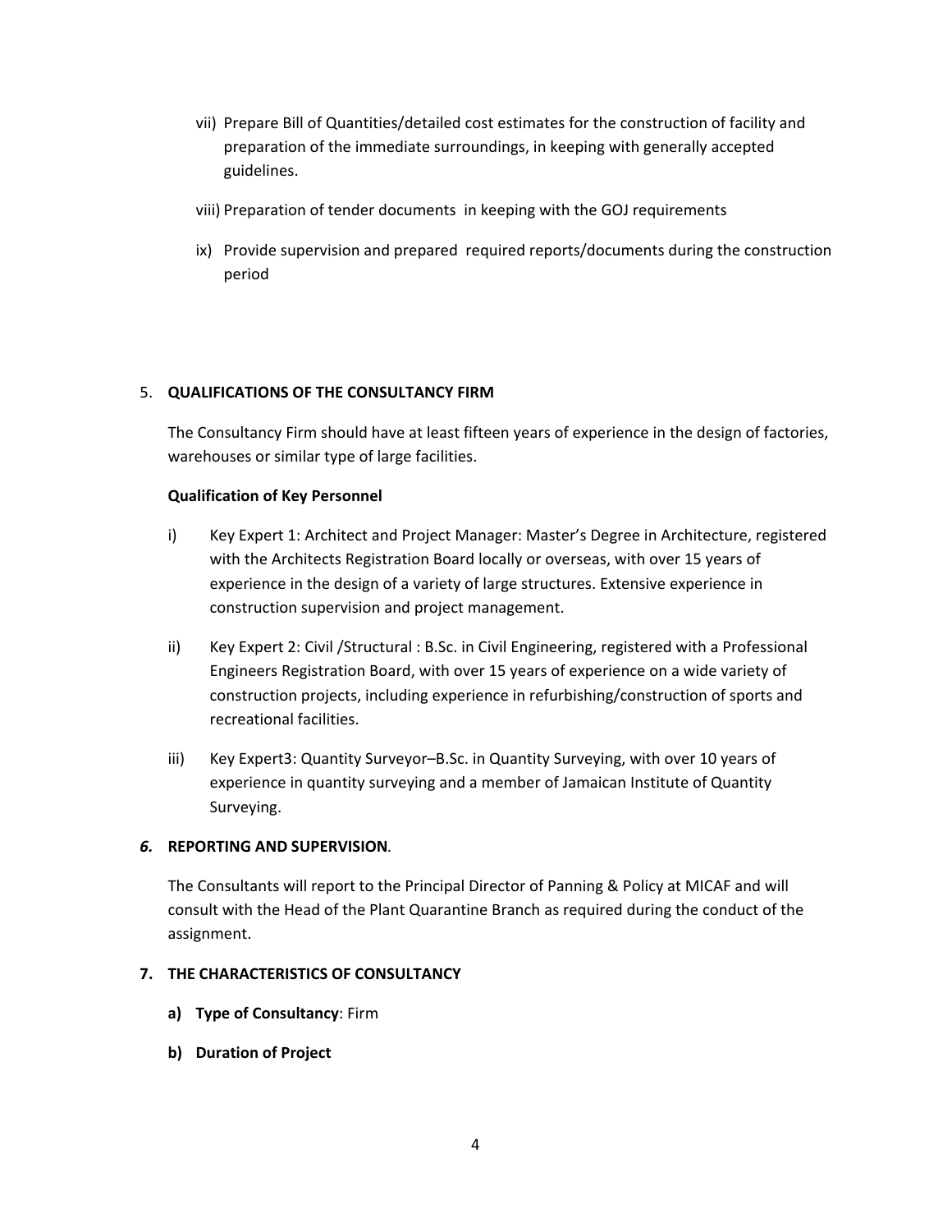vii) Prepare Bill of Quantities/detailed cost estimates for the construction of facility and preparation of the immediate surroundings, in keeping with generally accepted guidelines.

viii) Preparation of tender documents in keeping with the GOJ requirements

ix) Provide supervision and prepared required reports/documents during the construction period

5. **QUALIFICATIONS OF THE CONSULTANCY FIRM**

   The Consultancy Firm should have at least fifteen years of experience in the design of factories, warehouses or similar type of large facilities.

   **Qualification of Key Personnel**

   i) Key Expert 1: Architect and Project Manager: Master's Degree in Architecture, registered with the Architects Registration Board locally or overseas, with over 15 years of experience in the design of a variety of large structures. Extensive experience in construction supervision and project management.

   ii) Key Expert 2: Civil /Structural : B.Sc. in Civil Engineering, registered with a Professional Engineers Registration Board, with over 15 years of experience on a wide variety of construction projects, including experience in refurbishing/construction of sports and recreational facilities.

   iii) Key Expert3: Quantity Surveyor–B.Sc. in Quantity Surveying, with over 10 years of experience in quantity surveying and a member of Jamaican Institute of Quantity Surveying.

***6.*** **REPORTING AND SUPERVISION***.*

The Consultants will report to the Principal Director of Panning & Policy at MICAF and will consult with the Head of the Plant Quarantine Branch as required during the conduct of the assignment.

**7. THE CHARACTERISTICS OF CONSULTANCY**

   **a) Type of Consultancy**: Firm

   **b) Duration of Project**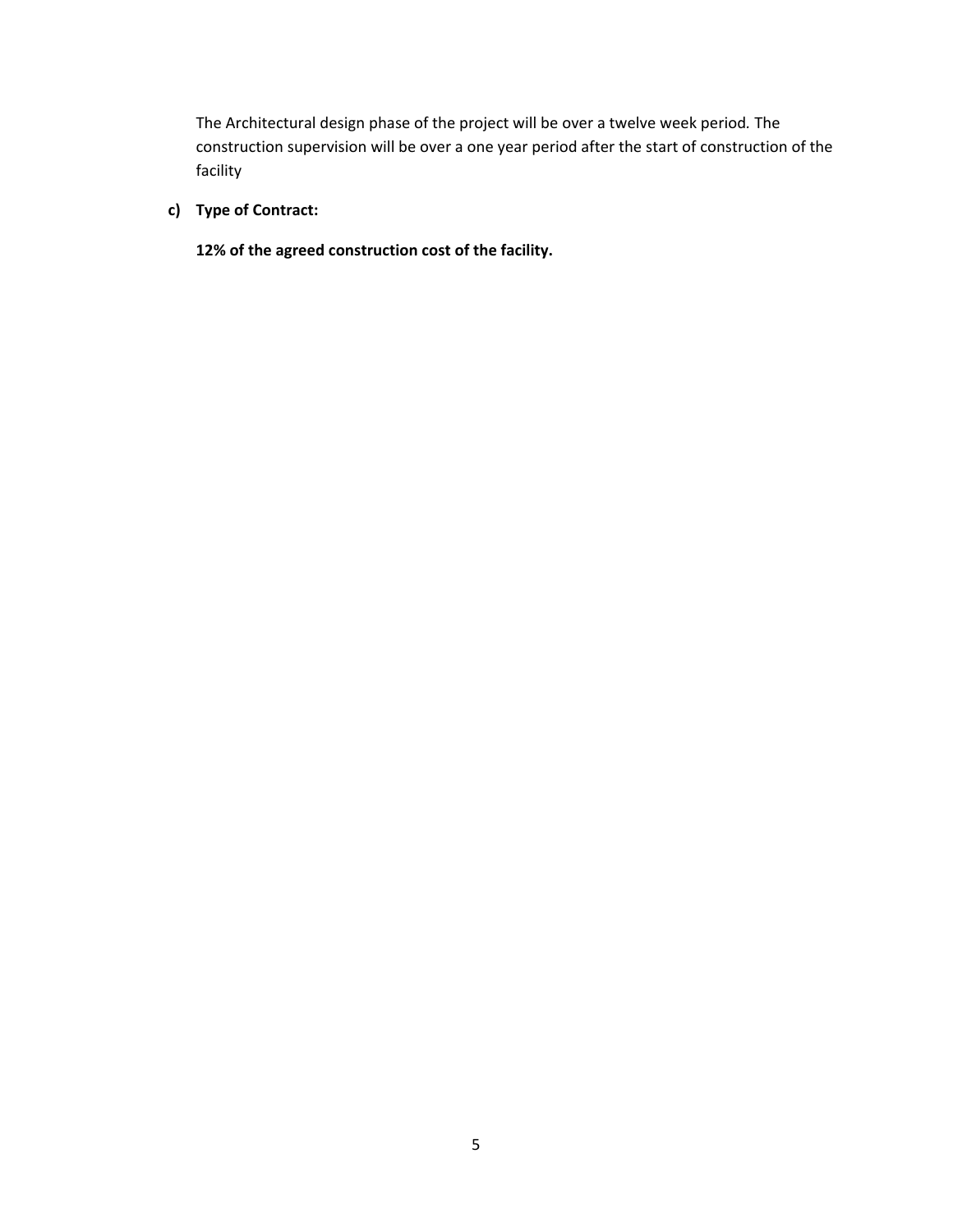The Architectural design phase of the project will be over a twelve week period. The construction supervision will be over a one year period after the start of construction of the facility

**c) Type of Contract:**

**12% of the agreed construction cost of the facility.**